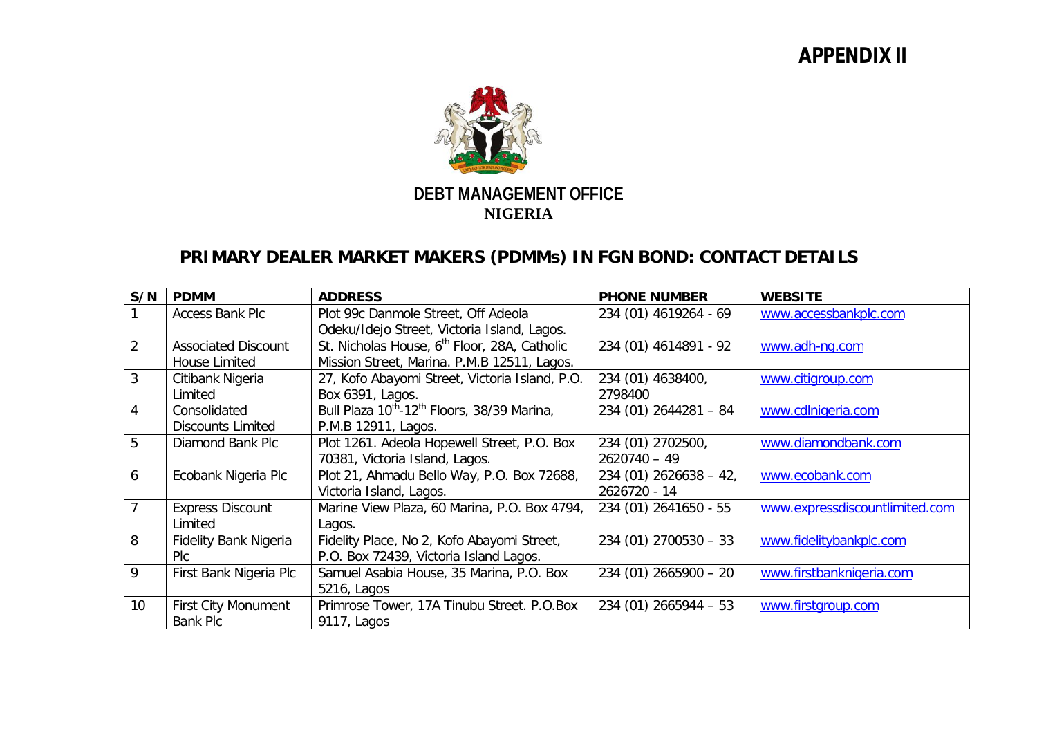# APPENDIX II

## DEBT MANAGEMENT OFFICE
**NIGERIA**

## PRIMARY DEALER MARKET MAKERS (PDMMs) IN FGN BOND: CONTACT DETAILS

| S/N | PDMM | ADDRESS | PHONE NUMBER | WEBSITE |
|---|---|---|---|---|
| 1 | Access Bank Plc | Plot 99c Danmole Street, Off Adeola Odeku/Idejo Street, Victoria Island, Lagos. | 234 (01) 4619264 - 69 | www.accessbankplc.com |
| 2 | Associated Discount House Limited | St. Nicholas House, 6th Floor, 28A, Catholic Mission Street, Marina. P.M.B 12511, Lagos. | 234 (01) 4614891 - 92 | www.adh-ng.com |
| 3 | Citibank Nigeria Limited | 27, Kofo Abayomi Street, Victoria Island, P.O. Box 6391, Lagos. | 234 (01) 4638400, 2798400 | www.citigroup.com |
| 4 | Consolidated Discounts Limited | Bull Plaza 10th-12th Floors, 38/39 Marina, P.M.B 12911, Lagos. | 234 (01) 2644281 – 84 | www.cdlnigeria.com |
| 5 | Diamond Bank Plc | Plot 1261. Adeola Hopewell Street, P.O. Box 70381, Victoria Island, Lagos. | 234 (01) 2702500, 2620740 – 49 | www.diamondbank.com |
| 6 | Ecobank Nigeria Plc | Plot 21, Ahmadu Bello Way, P.O. Box 72688, Victoria Island, Lagos. | 234 (01) 2626638 – 42, 2626720 - 14 | www.ecobank.com |
| 7 | Express Discount Limited | Marine View Plaza, 60 Marina, P.O. Box 4794, Lagos. | 234 (01) 2641650 - 55 | www.expressdiscountlimited.com |
| 8 | Fidelity Bank Nigeria Plc | Fidelity Place, No 2, Kofo Abayomi Street, P.O. Box 72439, Victoria Island Lagos. | 234 (01) 2700530 – 33 | www.fidelitybankplc.com |
| 9 | First Bank Nigeria Plc | Samuel Asabia House, 35 Marina, P.O. Box 5216, Lagos | 234 (01) 2665900 – 20 | www.firstbanknigeria.com |
| 10 | First City Monument Bank Plc | Primrose Tower, 17A Tinubu Street. P.O.Box 9117, Lagos | 234 (01) 2665944 – 53 | www.firstgroup.com |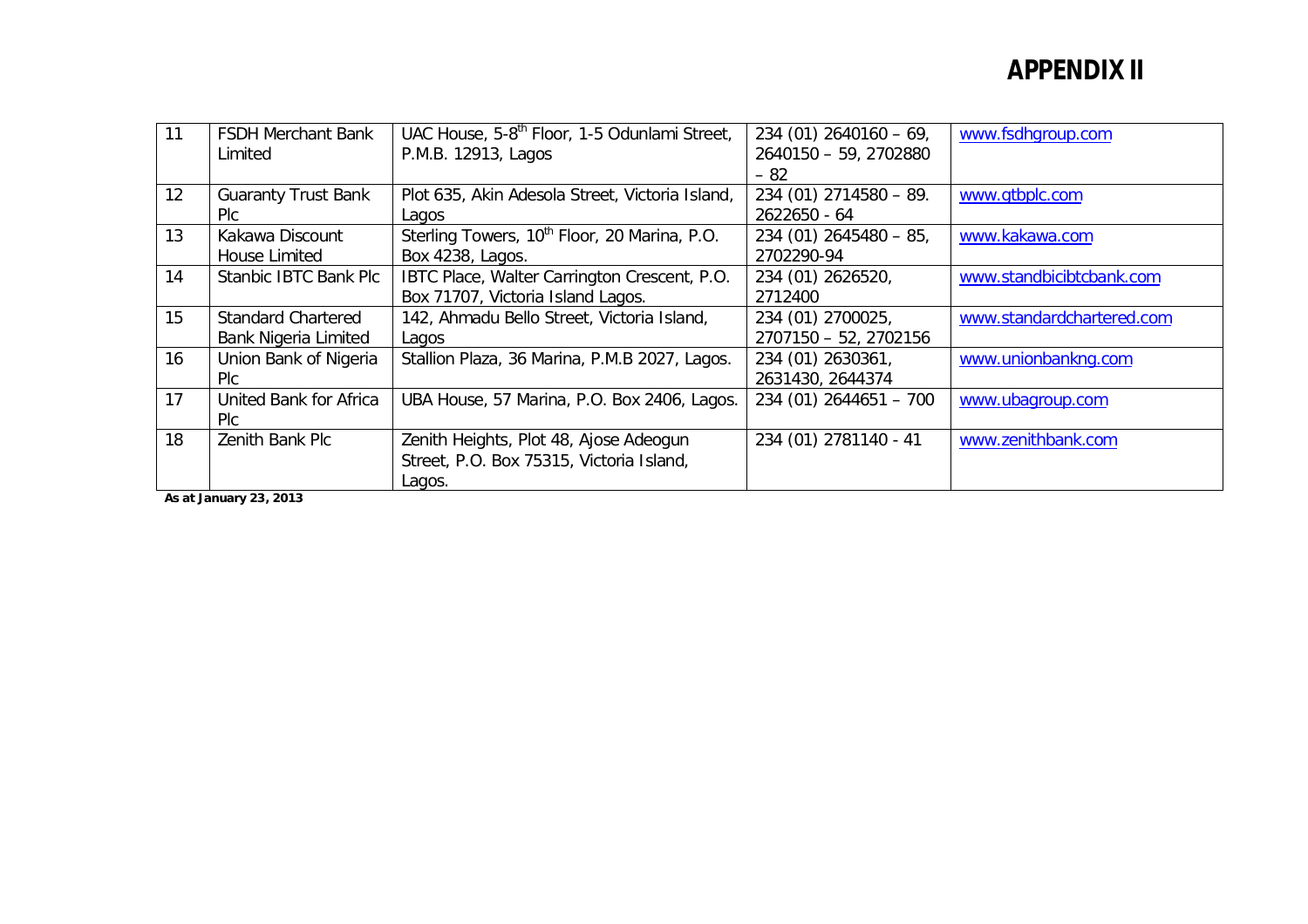# APPENDIX II

| | | | | |
|---|---|---|---|---|
| 11 | FSDH Merchant Bank Limited | UAC House, 5-8th Floor, 1-5 Odunlami Street, P.M.B. 12913, Lagos | 234 (01) 2640160 – 69, 2640150 – 59, 2702880 – 82 | www.fsdhgroup.com |
| 12 | Guaranty Trust Bank Plc | Plot 635, Akin Adesola Street, Victoria Island, Lagos | 234 (01) 2714580 – 89. 2622650 - 64 | www.gtbplc.com |
| 13 | Kakawa Discount House Limited | Sterling Towers, 10th Floor, 20 Marina, P.O. Box 4238, Lagos. | 234 (01) 2645480 – 85, 2702290-94 | www.kakawa.com |
| 14 | Stanbic IBTC Bank Plc | IBTC Place, Walter Carrington Crescent, P.O. Box 71707, Victoria Island Lagos. | 234 (01) 2626520, 2712400 | www.standbicibtcbank.com |
| 15 | Standard Chartered Bank Nigeria Limited | 142, Ahmadu Bello Street, Victoria Island, Lagos | 234 (01) 2700025, 2707150 – 52, 2702156 | www.standardchartered.com |
| 16 | Union Bank of Nigeria Plc | Stallion Plaza, 36 Marina, P.M.B 2027, Lagos. | 234 (01) 2630361, 2631430, 2644374 | www.unionbankng.com |
| 17 | United Bank for Africa Plc | UBA House, 57 Marina, P.O. Box 2406, Lagos. | 234 (01) 2644651 – 700 | www.ubagroup.com |
| 18 | Zenith Bank Plc | Zenith Heights, Plot 48, Ajose Adeogun Street, P.O. Box 75315, Victoria Island, Lagos. | 234 (01) 2781140 - 41 | www.zenithbank.com |

**As at January 23, 2013**